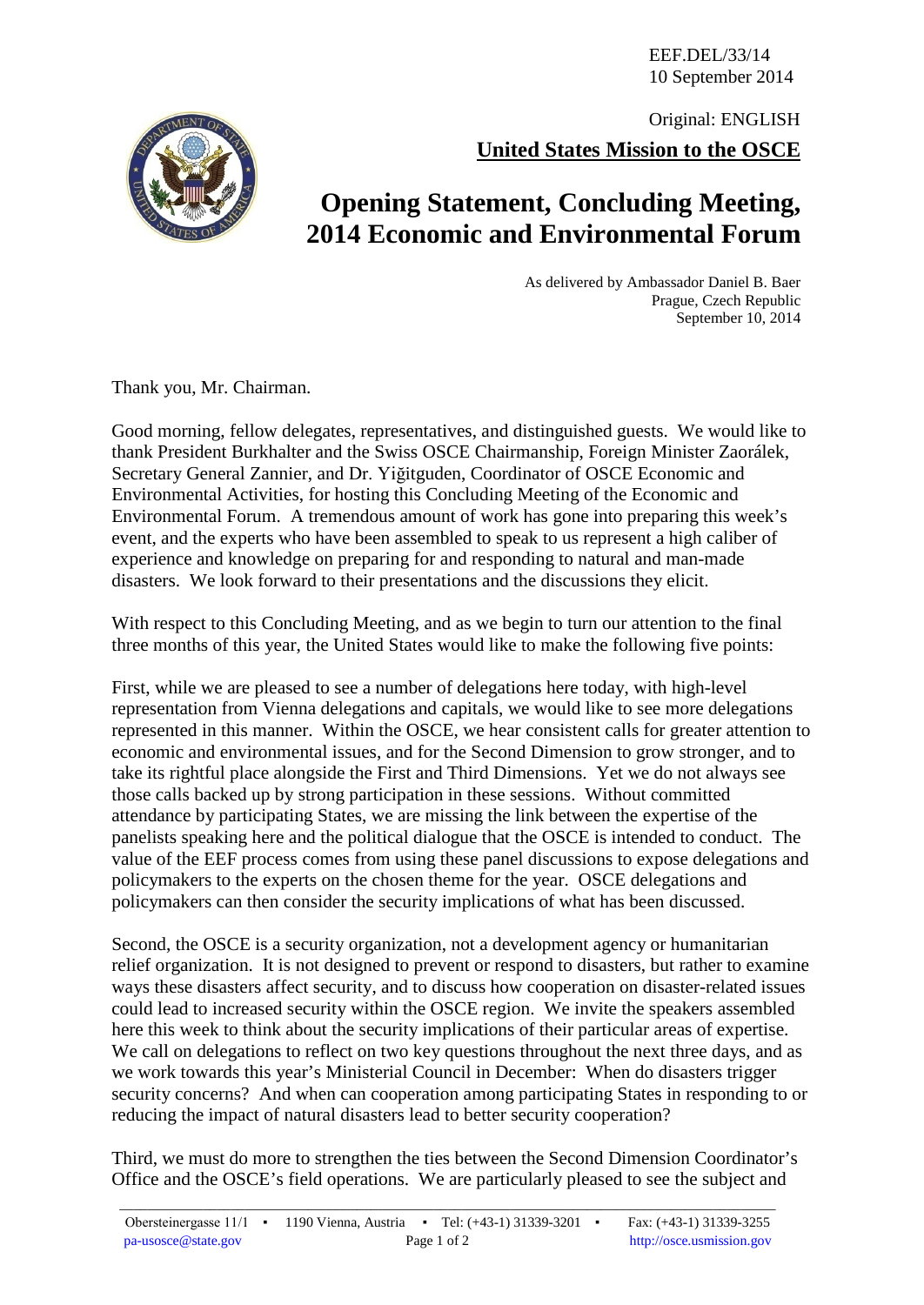EEF.DEL/33/14
10 September 2014

Original: ENGLISH

**United States Mission to the OSCE**

# Opening Statement, Concluding Meeting, 2014 Economic and Environmental Forum

As delivered by Ambassador Daniel B. Baer
Prague, Czech Republic
September 10, 2014

Thank you, Mr. Chairman.

Good morning, fellow delegates, representatives, and distinguished guests. We would like to thank President Burkhalter and the Swiss OSCE Chairmanship, Foreign Minister Zaorálek, Secretary General Zannier, and Dr. Yiğitguden, Coordinator of OSCE Economic and Environmental Activities, for hosting this Concluding Meeting of the Economic and Environmental Forum. A tremendous amount of work has gone into preparing this week's event, and the experts who have been assembled to speak to us represent a high caliber of experience and knowledge on preparing for and responding to natural and man-made disasters. We look forward to their presentations and the discussions they elicit.

With respect to this Concluding Meeting, and as we begin to turn our attention to the final three months of this year, the United States would like to make the following five points:

First, while we are pleased to see a number of delegations here today, with high-level representation from Vienna delegations and capitals, we would like to see more delegations represented in this manner. Within the OSCE, we hear consistent calls for greater attention to economic and environmental issues, and for the Second Dimension to grow stronger, and to take its rightful place alongside the First and Third Dimensions. Yet we do not always see those calls backed up by strong participation in these sessions. Without committed attendance by participating States, we are missing the link between the expertise of the panelists speaking here and the political dialogue that the OSCE is intended to conduct. The value of the EEF process comes from using these panel discussions to expose delegations and policymakers to the experts on the chosen theme for the year. OSCE delegations and policymakers can then consider the security implications of what has been discussed.

Second, the OSCE is a security organization, not a development agency or humanitarian relief organization. It is not designed to prevent or respond to disasters, but rather to examine ways these disasters affect security, and to discuss how cooperation on disaster-related issues could lead to increased security within the OSCE region. We invite the speakers assembled here this week to think about the security implications of their particular areas of expertise. We call on delegations to reflect on two key questions throughout the next three days, and as we work towards this year's Ministerial Council in December: When do disasters trigger security concerns? And when can cooperation among participating States in responding to or reducing the impact of natural disasters lead to better security cooperation?

Third, we must do more to strengthen the ties between the Second Dimension Coordinator's Office and the OSCE's field operations. We are particularly pleased to see the subject and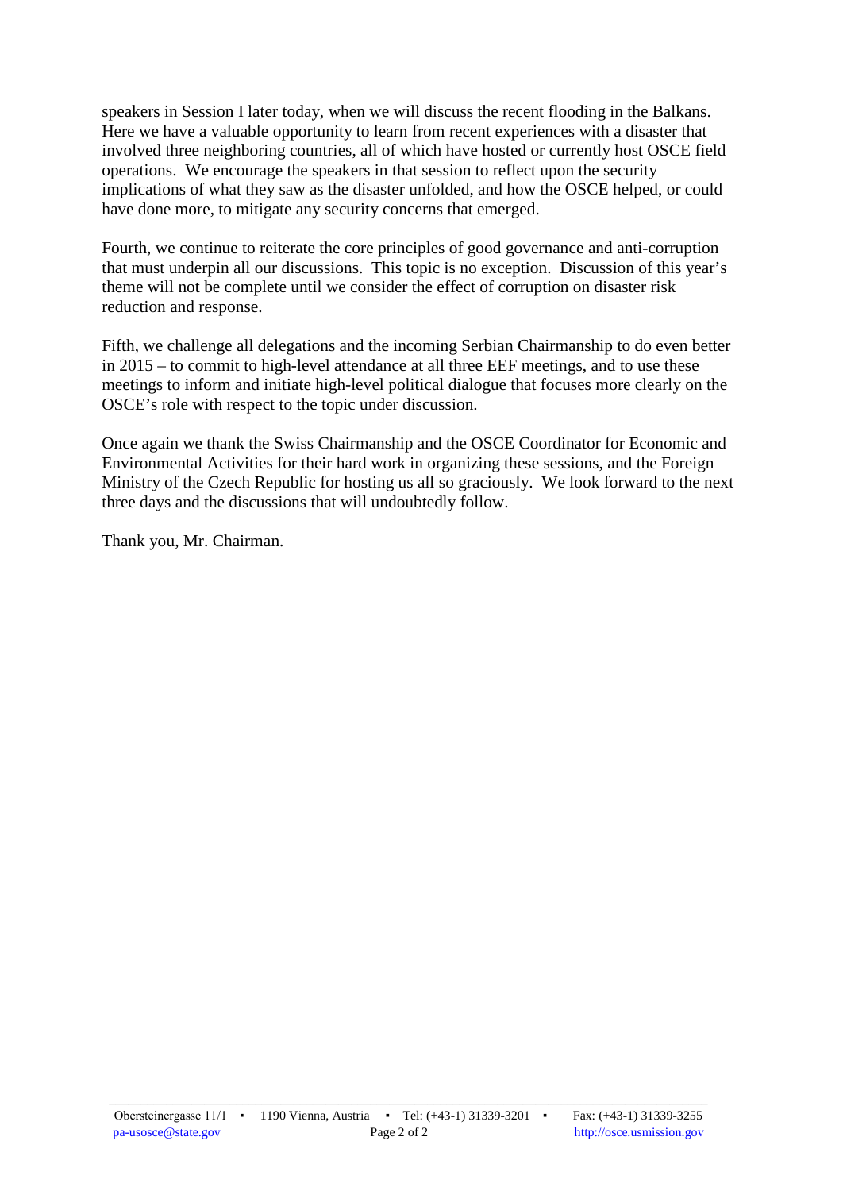speakers in Session I later today, when we will discuss the recent flooding in the Balkans. Here we have a valuable opportunity to learn from recent experiences with a disaster that involved three neighboring countries, all of which have hosted or currently host OSCE field operations. We encourage the speakers in that session to reflect upon the security implications of what they saw as the disaster unfolded, and how the OSCE helped, or could have done more, to mitigate any security concerns that emerged.

Fourth, we continue to reiterate the core principles of good governance and anti-corruption that must underpin all our discussions. This topic is no exception. Discussion of this year's theme will not be complete until we consider the effect of corruption on disaster risk reduction and response.

Fifth, we challenge all delegations and the incoming Serbian Chairmanship to do even better in 2015 – to commit to high-level attendance at all three EEF meetings, and to use these meetings to inform and initiate high-level political dialogue that focuses more clearly on the OSCE's role with respect to the topic under discussion.

Once again we thank the Swiss Chairmanship and the OSCE Coordinator for Economic and Environmental Activities for their hard work in organizing these sessions, and the Foreign Ministry of the Czech Republic for hosting us all so graciously. We look forward to the next three days and the discussions that will undoubtedly follow.

Thank you, Mr. Chairman.